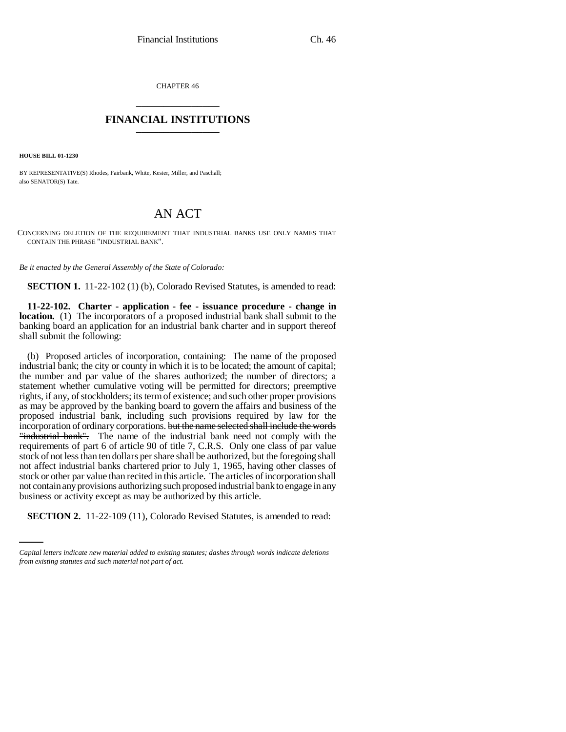CHAPTER 46

## FINANCIAL INSTITUTIONS

**HOUSE BILL 01-1230**

BY REPRESENTATIVE(S) Rhodes, Fairbank, White, Kester, Miller, and Paschall;
also SENATOR(S) Tate.

# AN ACT

CONCERNING DELETION OF THE REQUIREMENT THAT INDUSTRIAL BANKS USE ONLY NAMES THAT CONTAIN THE PHRASE "INDUSTRIAL BANK".

*Be it enacted by the General Assembly of the State of Colorado:*

**SECTION 1.** 11-22-102 (1) (b), Colorado Revised Statutes, is amended to read:

**11-22-102. Charter - application - fee - issuance procedure - change in location.** (1) The incorporators of a proposed industrial bank shall submit to the banking board an application for an industrial bank charter and in support thereof shall submit the following:

(b) Proposed articles of incorporation, containing: The name of the proposed industrial bank; the city or county in which it is to be located; the amount of capital; the number and par value of the shares authorized; the number of directors; a statement whether cumulative voting will be permitted for directors; preemptive rights, if any, of stockholders; its term of existence; and such other proper provisions as may be approved by the banking board to govern the affairs and business of the proposed industrial bank, including such provisions required by law for the incorporation of ordinary corporations. ~~but the name selected shall include the words "industrial bank".~~ The name of the industrial bank need not comply with the requirements of part 6 of article 90 of title 7, C.R.S. Only one class of par value stock of not less than ten dollars per share shall be authorized, but the foregoing shall not affect industrial banks chartered prior to July 1, 1965, having other classes of stock or other par value than recited in this article. The articles of incorporation shall not contain any provisions authorizing such proposed industrial bank to engage in any business or activity except as may be authorized by this article.

**SECTION 2.** 11-22-109 (11), Colorado Revised Statutes, is amended to read:

*Capital letters indicate new material added to existing statutes; dashes through words indicate deletions from existing statutes and such material not part of act.*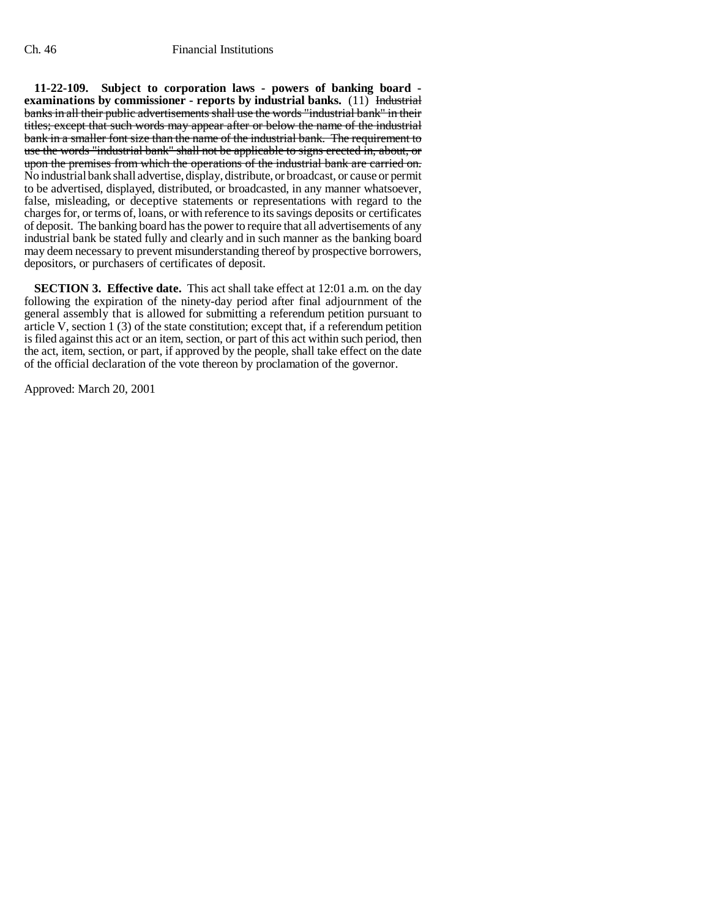**11-22-109. Subject to corporation laws - powers of banking board - examinations by commissioner - reports by industrial banks.** (11) ~~Industrial banks in all their public advertisements shall use the words "industrial bank" in their titles; except that such words may appear after or below the name of the industrial bank in a smaller font size than the name of the industrial bank. The requirement to use the words "industrial bank" shall not be applicable to signs erected in, about, or upon the premises from which the operations of the industrial bank are carried on.~~ No industrial bank shall advertise, display, distribute, or broadcast, or cause or permit to be advertised, displayed, distributed, or broadcasted, in any manner whatsoever, false, misleading, or deceptive statements or representations with regard to the charges for, or terms of, loans, or with reference to its savings deposits or certificates of deposit. The banking board has the power to require that all advertisements of any industrial bank be stated fully and clearly and in such manner as the banking board may deem necessary to prevent misunderstanding thereof by prospective borrowers, depositors, or purchasers of certificates of deposit.

**SECTION 3. Effective date.** This act shall take effect at 12:01 a.m. on the day following the expiration of the ninety-day period after final adjournment of the general assembly that is allowed for submitting a referendum petition pursuant to article V, section 1 (3) of the state constitution; except that, if a referendum petition is filed against this act or an item, section, or part of this act within such period, then the act, item, section, or part, if approved by the people, shall take effect on the date of the official declaration of the vote thereon by proclamation of the governor.

Approved: March 20, 2001